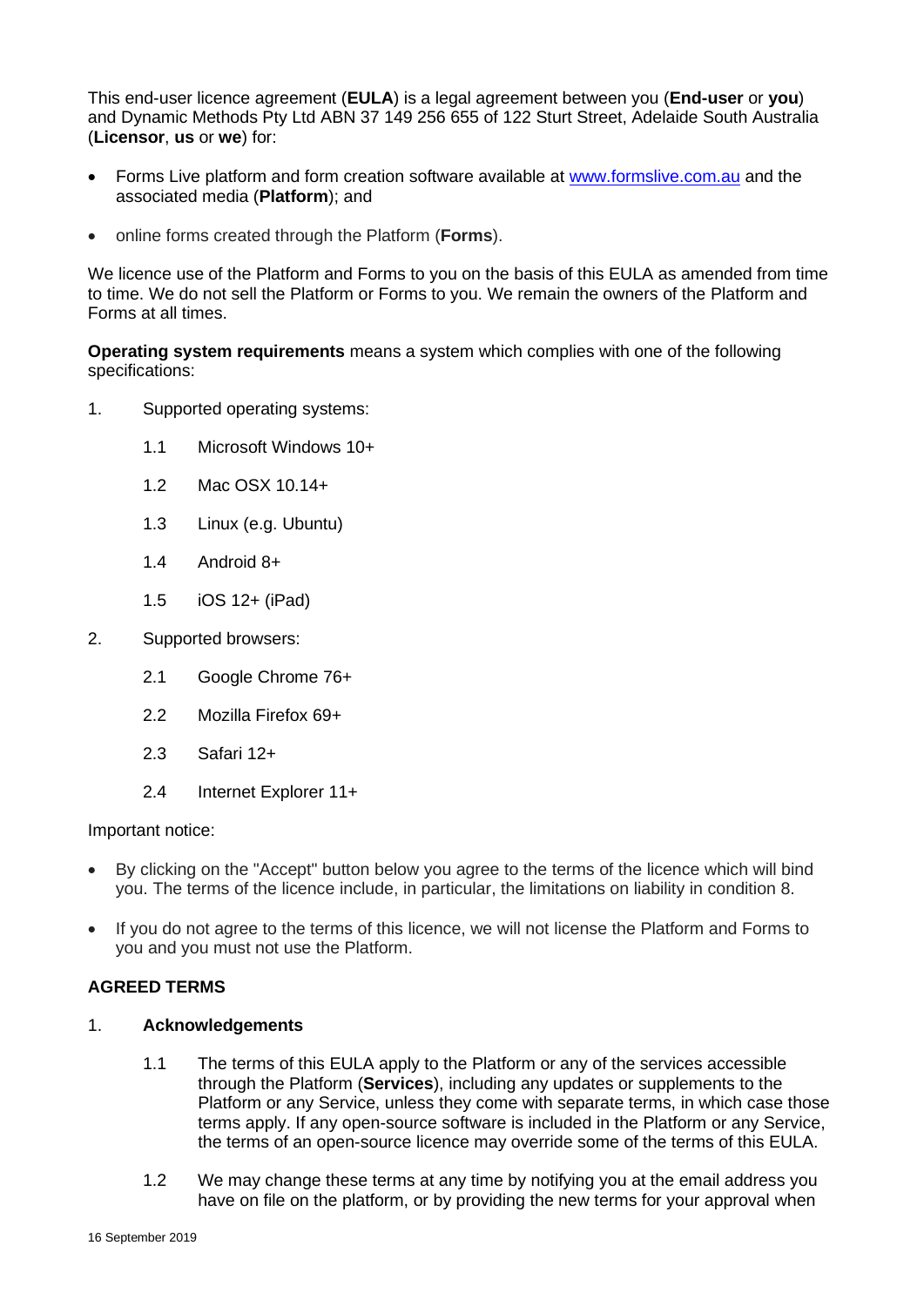This end-user licence agreement (**EULA**) is a legal agreement between you (**End-user** or **you**) and Dynamic Methods Pty Ltd ABN 37 149 256 655 of 122 Sturt Street, Adelaide South Australia (**Licensor**, **us** or **we**) for:

- Forms Live platform and form creation software available at [www.formslive.com.au](http://www.formslive.com.au) and the associated media (**Platform**); and
- online forms created through the Platform (**Forms**).

We licence use of the Platform and Forms to you on the basis of this EULA as amended from time to time. We do not sell the Platform or Forms to you. We remain the owners of the Platform and Forms at all times.

**Operating system requirements** means a system which complies with one of the following specifications:

1. Supported operating systems:
   - 1.1 Microsoft Windows 10+
   - 1.2 Mac OSX 10.14+
   - 1.3 Linux (e.g. Ubuntu)
   - 1.4 Android 8+
   - 1.5 iOS 12+ (iPad)
2. Supported browsers:
   - 2.1 Google Chrome 76+
   - 2.2 Mozilla Firefox 69+
   - 2.3 Safari 12+
   - 2.4 Internet Explorer 11+

Important notice:

- By clicking on the "Accept" button below you agree to the terms of the licence which will bind you. The terms of the licence include, in particular, the limitations on liability in condition 8.
- If you do not agree to the terms of this licence, we will not license the Platform and Forms to you and you must not use the Platform.

## AGREED TERMS

### 1. Acknowledgements

1.1 The terms of this EULA apply to the Platform or any of the services accessible through the Platform (**Services**), including any updates or supplements to the Platform or any Service, unless they come with separate terms, in which case those terms apply. If any open-source software is included in the Platform or any Service, the terms of an open-source licence may override some of the terms of this EULA.

1.2 We may change these terms at any time by notifying you at the email address you have on file on the platform, or by providing the new terms for your approval when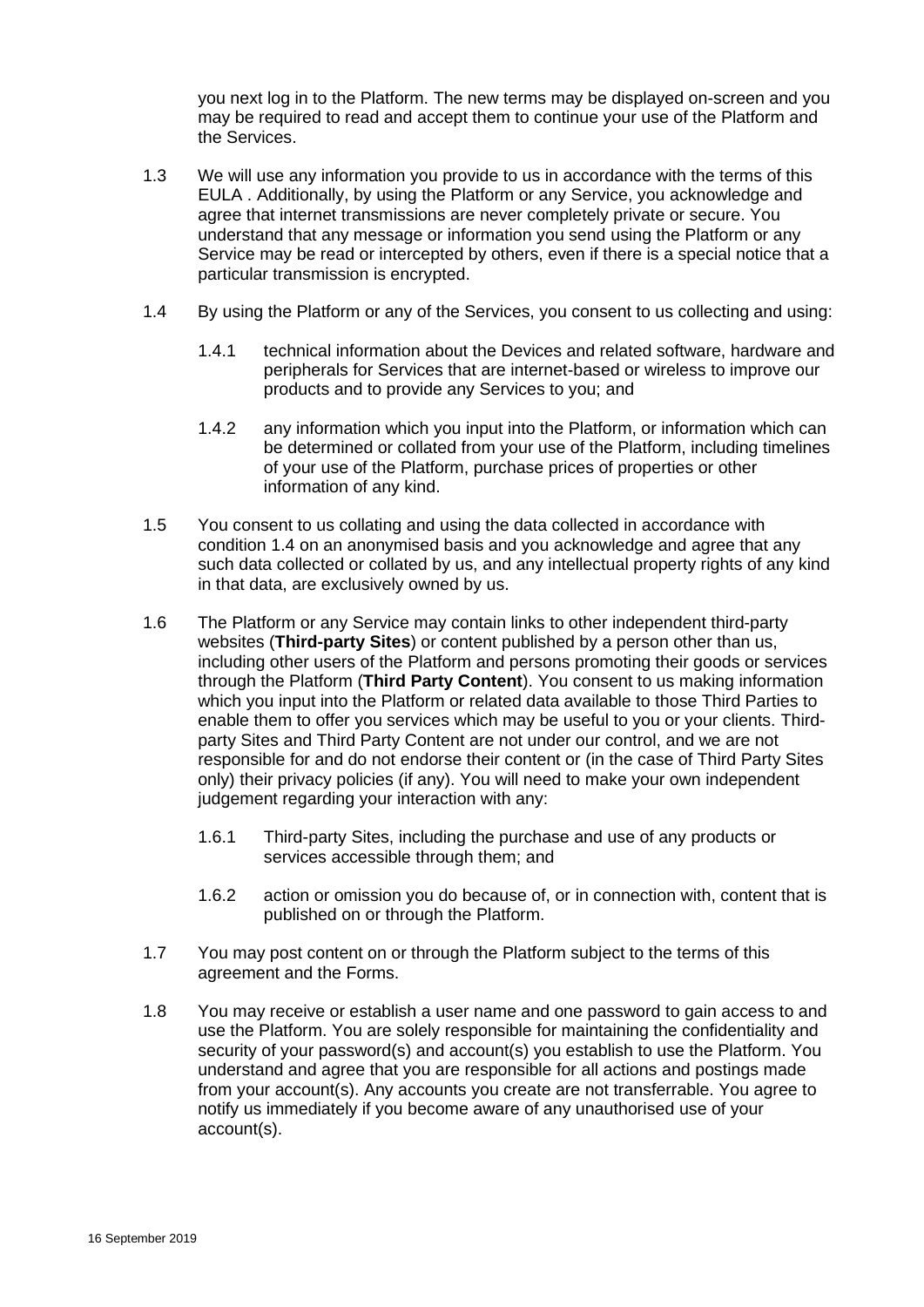you next log in to the Platform. The new terms may be displayed on-screen and you may be required to read and accept them to continue your use of the Platform and the Services.

1.3 We will use any information you provide to us in accordance with the terms of this EULA . Additionally, by using the Platform or any Service, you acknowledge and agree that internet transmissions are never completely private or secure. You understand that any message or information you send using the Platform or any Service may be read or intercepted by others, even if there is a special notice that a particular transmission is encrypted.

1.4 By using the Platform or any of the Services, you consent to us collecting and using:

1.4.1 technical information about the Devices and related software, hardware and peripherals for Services that are internet-based or wireless to improve our products and to provide any Services to you; and

1.4.2 any information which you input into the Platform, or information which can be determined or collated from your use of the Platform, including timelines of your use of the Platform, purchase prices of properties or other information of any kind.

1.5 You consent to us collating and using the data collected in accordance with condition 1.4 on an anonymised basis and you acknowledge and agree that any such data collected or collated by us, and any intellectual property rights of any kind in that data, are exclusively owned by us.

1.6 The Platform or any Service may contain links to other independent third-party websites (**Third-party Sites**) or content published by a person other than us, including other users of the Platform and persons promoting their goods or services through the Platform (**Third Party Content**). You consent to us making information which you input into the Platform or related data available to those Third Parties to enable them to offer you services which may be useful to you or your clients. Third-party Sites and Third Party Content are not under our control, and we are not responsible for and do not endorse their content or (in the case of Third Party Sites only) their privacy policies (if any). You will need to make your own independent judgement regarding your interaction with any:

1.6.1 Third-party Sites, including the purchase and use of any products or services accessible through them; and

1.6.2 action or omission you do because of, or in connection with, content that is published on or through the Platform.

1.7 You may post content on or through the Platform subject to the terms of this agreement and the Forms.

1.8 You may receive or establish a user name and one password to gain access to and use the Platform. You are solely responsible for maintaining the confidentiality and security of your password(s) and account(s) you establish to use the Platform. You understand and agree that you are responsible for all actions and postings made from your account(s). Any accounts you create are not transferrable. You agree to notify us immediately if you become aware of any unauthorised use of your account(s).

16 September 2019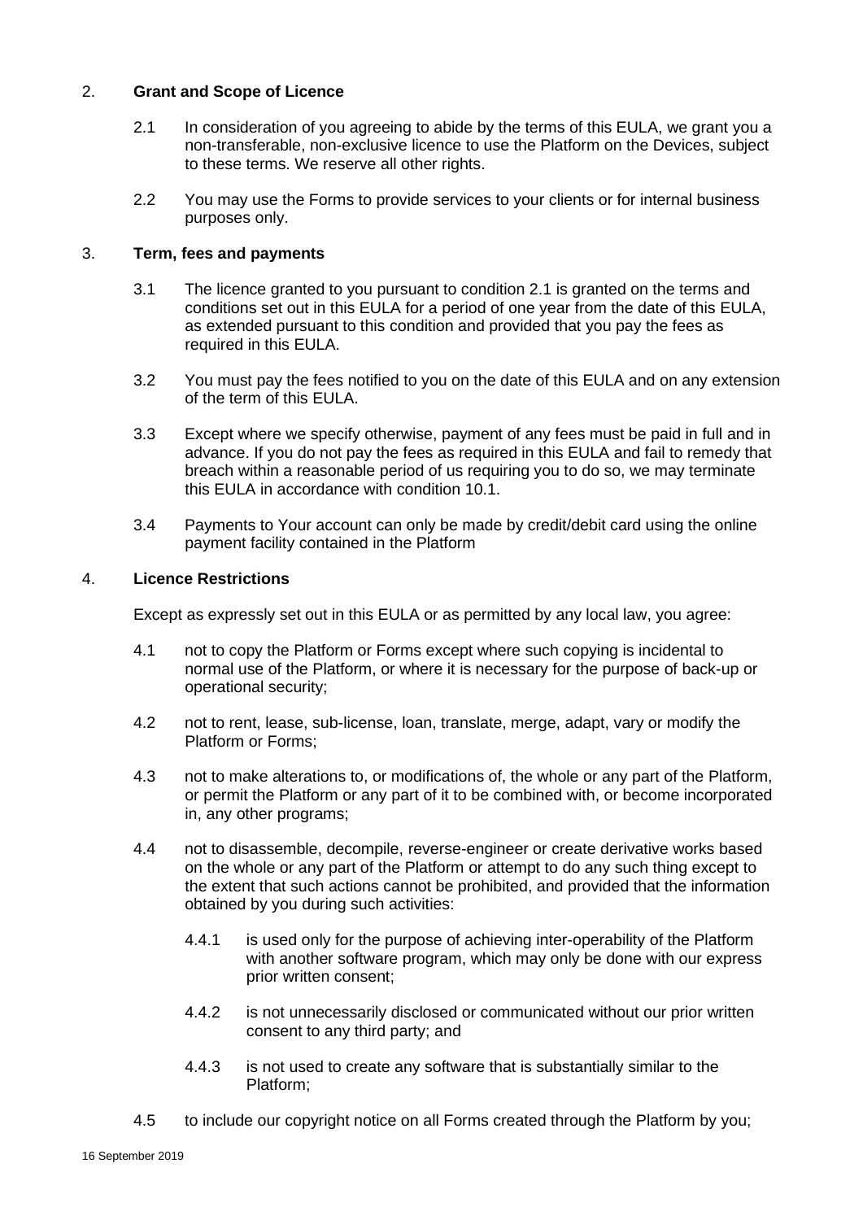## 2. **Grant and Scope of Licence**

2.1 In consideration of you agreeing to abide by the terms of this EULA, we grant you a non-transferable, non-exclusive licence to use the Platform on the Devices, subject to these terms. We reserve all other rights.

2.2 You may use the Forms to provide services to your clients or for internal business purposes only.

## 3. **Term, fees and payments**

3.1 The licence granted to you pursuant to condition 2.1 is granted on the terms and conditions set out in this EULA for a period of one year from the date of this EULA, as extended pursuant to this condition and provided that you pay the fees as required in this EULA.

3.2 You must pay the fees notified to you on the date of this EULA and on any extension of the term of this EULA.

3.3 Except where we specify otherwise, payment of any fees must be paid in full and in advance. If you do not pay the fees as required in this EULA and fail to remedy that breach within a reasonable period of us requiring you to do so, we may terminate this EULA in accordance with condition 10.1.

3.4 Payments to Your account can only be made by credit/debit card using the online payment facility contained in the Platform

## 4. **Licence Restrictions**

Except as expressly set out in this EULA or as permitted by any local law, you agree:

4.1 not to copy the Platform or Forms except where such copying is incidental to normal use of the Platform, or where it is necessary for the purpose of back-up or operational security;

4.2 not to rent, lease, sub-license, loan, translate, merge, adapt, vary or modify the Platform or Forms;

4.3 not to make alterations to, or modifications of, the whole or any part of the Platform, or permit the Platform or any part of it to be combined with, or become incorporated in, any other programs;

4.4 not to disassemble, decompile, reverse-engineer or create derivative works based on the whole or any part of the Platform or attempt to do any such thing except to the extent that such actions cannot be prohibited, and provided that the information obtained by you during such activities:

4.4.1 is used only for the purpose of achieving inter-operability of the Platform with another software program, which may only be done with our express prior written consent;

4.4.2 is not unnecessarily disclosed or communicated without our prior written consent to any third party; and

4.4.3 is not used to create any software that is substantially similar to the Platform;

4.5 to include our copyright notice on all Forms created through the Platform by you;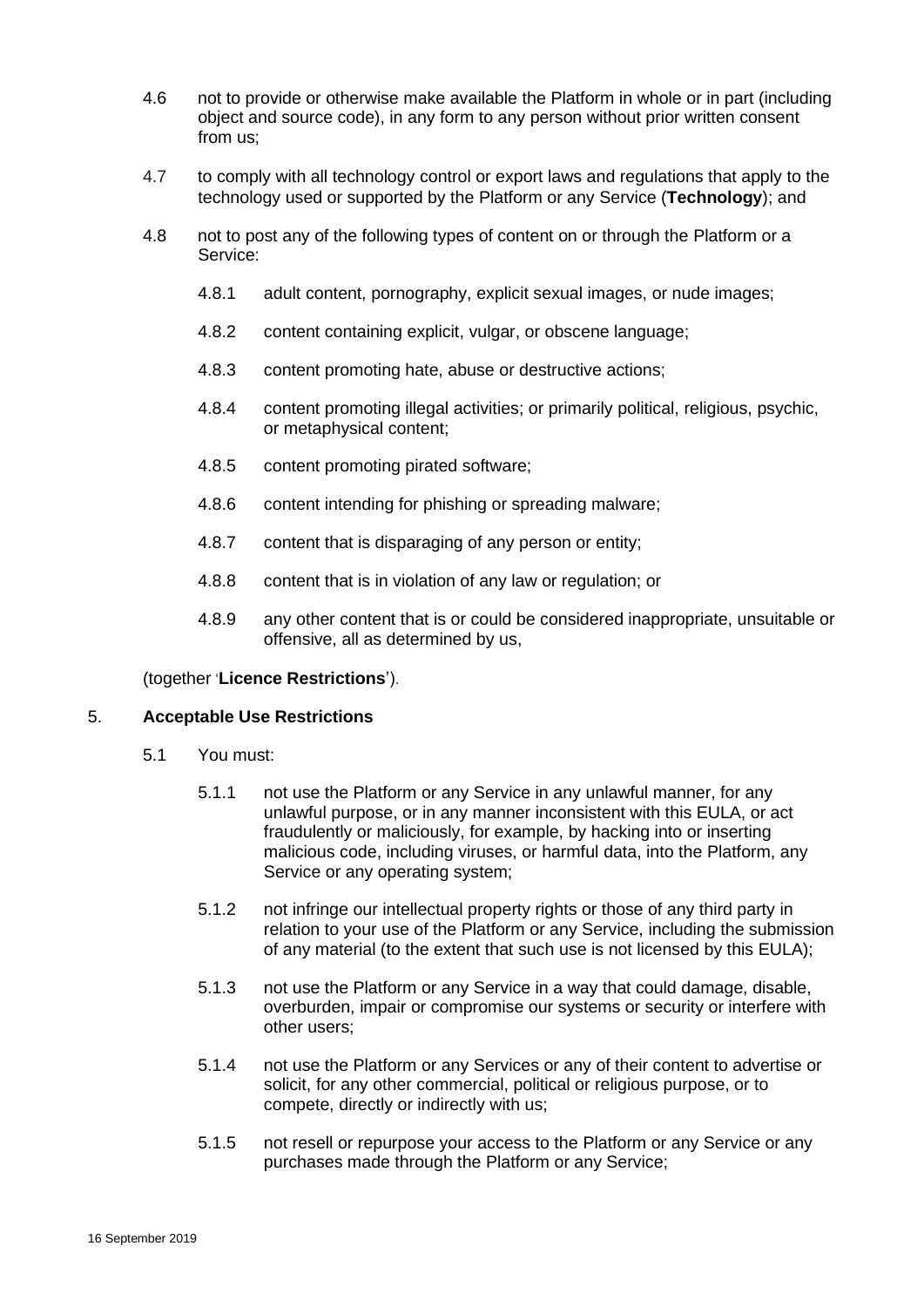4.6 not to provide or otherwise make available the Platform in whole or in part (including object and source code), in any form to any person without prior written consent from us;

4.7 to comply with all technology control or export laws and regulations that apply to the technology used or supported by the Platform or any Service (**Technology**); and

4.8 not to post any of the following types of content on or through the Platform or a Service:

4.8.1 adult content, pornography, explicit sexual images, or nude images;

4.8.2 content containing explicit, vulgar, or obscene language;

4.8.3 content promoting hate, abuse or destructive actions;

4.8.4 content promoting illegal activities; or primarily political, religious, psychic, or metaphysical content;

4.8.5 content promoting pirated software;

4.8.6 content intending for phishing or spreading malware;

4.8.7 content that is disparaging of any person or entity;

4.8.8 content that is in violation of any law or regulation; or

4.8.9 any other content that is or could be considered inappropriate, unsuitable or offensive, all as determined by us,

(together '**Licence Restrictions**').

## 5. **Acceptable Use Restrictions**

5.1 You must:

5.1.1 not use the Platform or any Service in any unlawful manner, for any unlawful purpose, or in any manner inconsistent with this EULA, or act fraudulently or maliciously, for example, by hacking into or inserting malicious code, including viruses, or harmful data, into the Platform, any Service or any operating system;

5.1.2 not infringe our intellectual property rights or those of any third party in relation to your use of the Platform or any Service, including the submission of any material (to the extent that such use is not licensed by this EULA);

5.1.3 not use the Platform or any Service in a way that could damage, disable, overburden, impair or compromise our systems or security or interfere with other users;

5.1.4 not use the Platform or any Services or any of their content to advertise or solicit, for any other commercial, political or religious purpose, or to compete, directly or indirectly with us;

5.1.5 not resell or repurpose your access to the Platform or any Service or any purchases made through the Platform or any Service;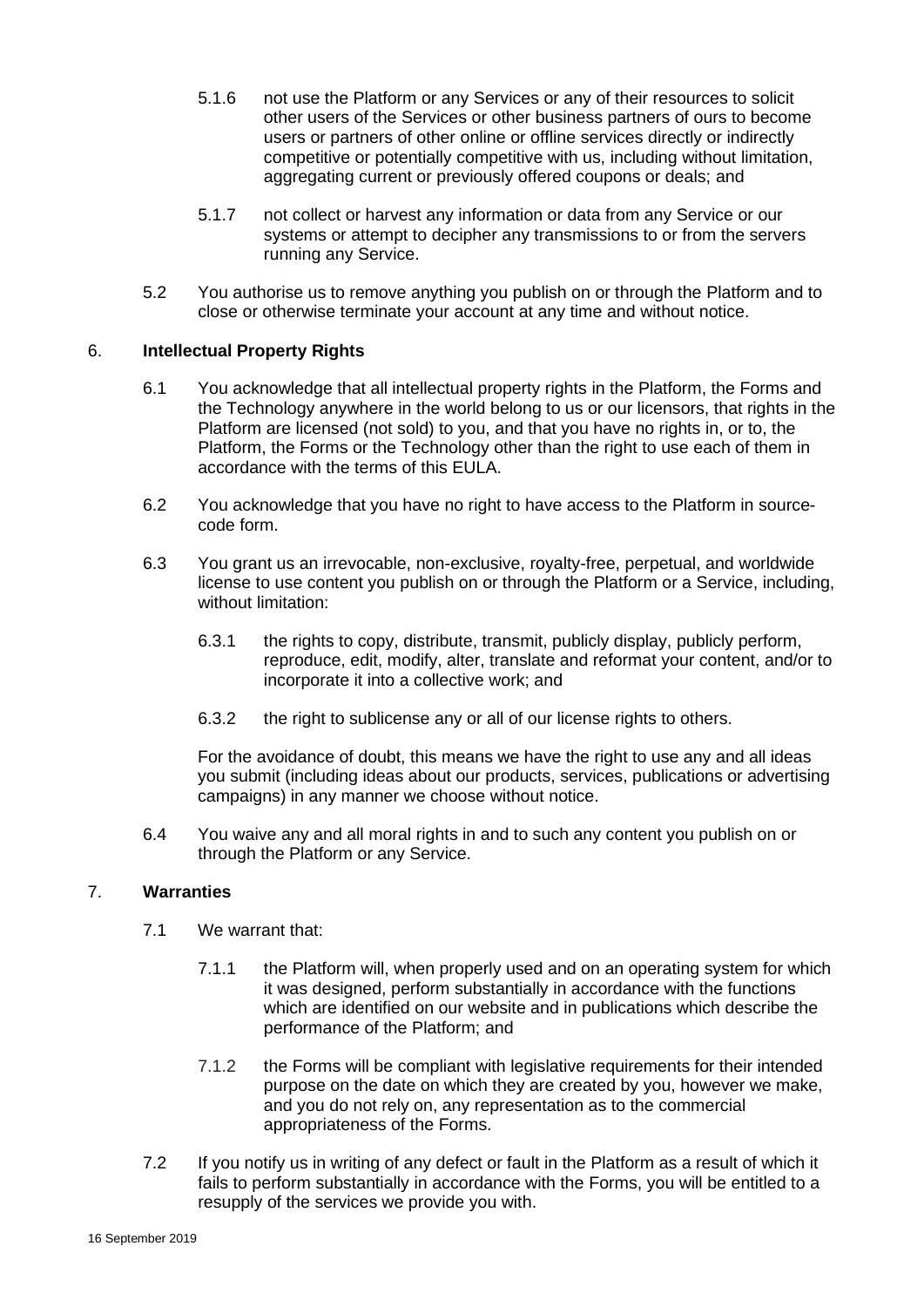5.1.6 not use the Platform or any Services or any of their resources to solicit other users of the Services or other business partners of ours to become users or partners of other online or offline services directly or indirectly competitive or potentially competitive with us, including without limitation, aggregating current or previously offered coupons or deals; and

5.1.7 not collect or harvest any information or data from any Service or our systems or attempt to decipher any transmissions to or from the servers running any Service.

5.2 You authorise us to remove anything you publish on or through the Platform and to close or otherwise terminate your account at any time and without notice.

## 6. **Intellectual Property Rights**

6.1 You acknowledge that all intellectual property rights in the Platform, the Forms and the Technology anywhere in the world belong to us or our licensors, that rights in the Platform are licensed (not sold) to you, and that you have no rights in, or to, the Platform, the Forms or the Technology other than the right to use each of them in accordance with the terms of this EULA.

6.2 You acknowledge that you have no right to have access to the Platform in source-code form.

6.3 You grant us an irrevocable, non-exclusive, royalty-free, perpetual, and worldwide license to use content you publish on or through the Platform or a Service, including, without limitation:

6.3.1 the rights to copy, distribute, transmit, publicly display, publicly perform, reproduce, edit, modify, alter, translate and reformat your content, and/or to incorporate it into a collective work; and

6.3.2 the right to sublicense any or all of our license rights to others.

For the avoidance of doubt, this means we have the right to use any and all ideas you submit (including ideas about our products, services, publications or advertising campaigns) in any manner we choose without notice.

6.4 You waive any and all moral rights in and to such any content you publish on or through the Platform or any Service.

## 7. **Warranties**

7.1 We warrant that:

7.1.1 the Platform will, when properly used and on an operating system for which it was designed, perform substantially in accordance with the functions which are identified on our website and in publications which describe the performance of the Platform; and

7.1.2 the Forms will be compliant with legislative requirements for their intended purpose on the date on which they are created by you, however we make, and you do not rely on, any representation as to the commercial appropriateness of the Forms.

7.2 If you notify us in writing of any defect or fault in the Platform as a result of which it fails to perform substantially in accordance with the Forms, you will be entitled to a resupply of the services we provide you with.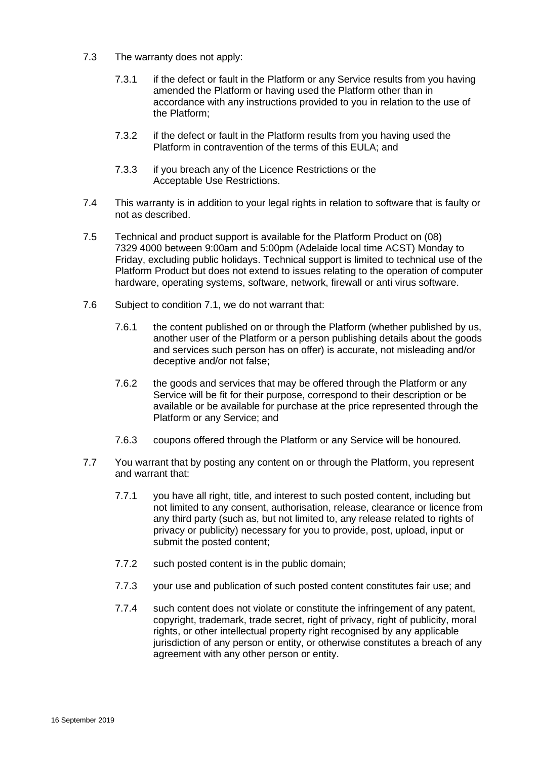7.3 The warranty does not apply:

7.3.1 if the defect or fault in the Platform or any Service results from you having amended the Platform or having used the Platform other than in accordance with any instructions provided to you in relation to the use of the Platform;

7.3.2 if the defect or fault in the Platform results from you having used the Platform in contravention of the terms of this EULA; and

7.3.3 if you breach any of the Licence Restrictions or the Acceptable Use Restrictions.

7.4 This warranty is in addition to your legal rights in relation to software that is faulty or not as described.

7.5 Technical and product support is available for the Platform Product on (08) 7329 4000 between 9:00am and 5:00pm (Adelaide local time ACST) Monday to Friday, excluding public holidays. Technical support is limited to technical use of the Platform Product but does not extend to issues relating to the operation of computer hardware, operating systems, software, network, firewall or anti virus software.

7.6 Subject to condition 7.1, we do not warrant that:

7.6.1 the content published on or through the Platform (whether published by us, another user of the Platform or a person publishing details about the goods and services such person has on offer) is accurate, not misleading and/or deceptive and/or not false;

7.6.2 the goods and services that may be offered through the Platform or any Service will be fit for their purpose, correspond to their description or be available or be available for purchase at the price represented through the Platform or any Service; and

7.6.3 coupons offered through the Platform or any Service will be honoured.

7.7 You warrant that by posting any content on or through the Platform, you represent and warrant that:

7.7.1 you have all right, title, and interest to such posted content, including but not limited to any consent, authorisation, release, clearance or licence from any third party (such as, but not limited to, any release related to rights of privacy or publicity) necessary for you to provide, post, upload, input or submit the posted content;

7.7.2 such posted content is in the public domain;

7.7.3 your use and publication of such posted content constitutes fair use; and

7.7.4 such content does not violate or constitute the infringement of any patent, copyright, trademark, trade secret, right of privacy, right of publicity, moral rights, or other intellectual property right recognised by any applicable jurisdiction of any person or entity, or otherwise constitutes a breach of any agreement with any other person or entity.

16 September 2019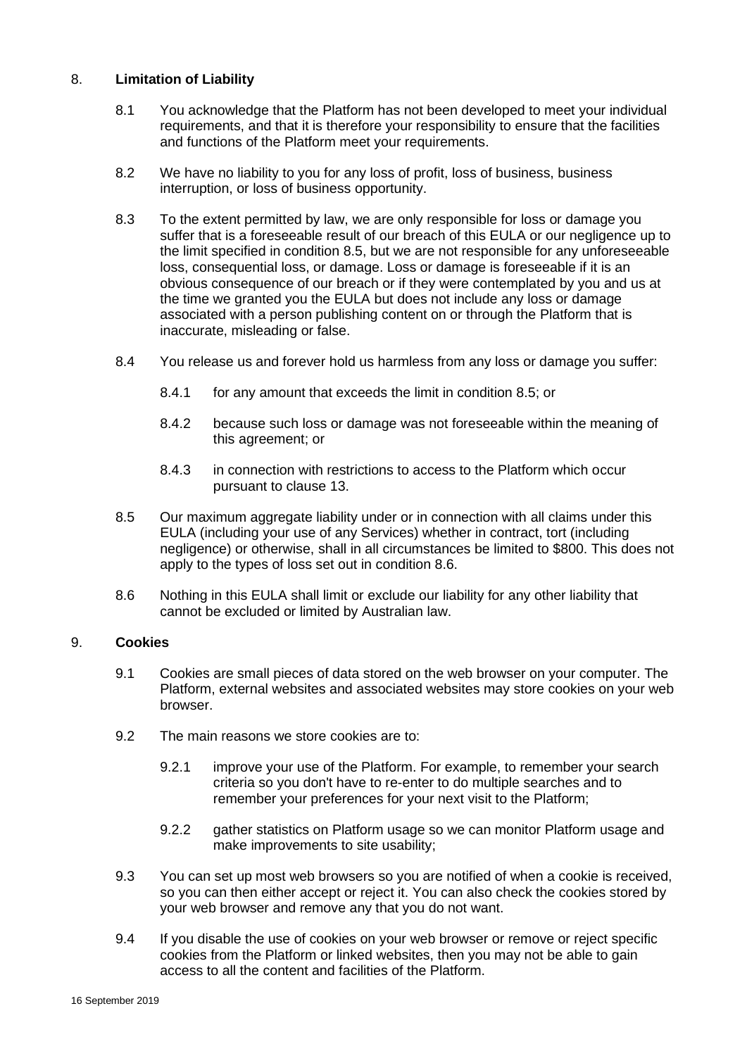## 8. Limitation of Liability

8.1 You acknowledge that the Platform has not been developed to meet your individual requirements, and that it is therefore your responsibility to ensure that the facilities and functions of the Platform meet your requirements.

8.2 We have no liability to you for any loss of profit, loss of business, business interruption, or loss of business opportunity.

8.3 To the extent permitted by law, we are only responsible for loss or damage you suffer that is a foreseeable result of our breach of this EULA or our negligence up to the limit specified in condition 8.5, but we are not responsible for any unforeseeable loss, consequential loss, or damage. Loss or damage is foreseeable if it is an obvious consequence of our breach or if they were contemplated by you and us at the time we granted you the EULA but does not include any loss or damage associated with a person publishing content on or through the Platform that is inaccurate, misleading or false.

8.4 You release us and forever hold us harmless from any loss or damage you suffer:

8.4.1 for any amount that exceeds the limit in condition 8.5; or

8.4.2 because such loss or damage was not foreseeable within the meaning of this agreement; or

8.4.3 in connection with restrictions to access to the Platform which occur pursuant to clause 13.

8.5 Our maximum aggregate liability under or in connection with all claims under this EULA (including your use of any Services) whether in contract, tort (including negligence) or otherwise, shall in all circumstances be limited to $800. This does not apply to the types of loss set out in condition 8.6.

8.6 Nothing in this EULA shall limit or exclude our liability for any other liability that cannot be excluded or limited by Australian law.

## 9. Cookies

9.1 Cookies are small pieces of data stored on the web browser on your computer. The Platform, external websites and associated websites may store cookies on your web browser.

9.2 The main reasons we store cookies are to:

9.2.1 improve your use of the Platform. For example, to remember your search criteria so you don't have to re-enter to do multiple searches and to remember your preferences for your next visit to the Platform;

9.2.2 gather statistics on Platform usage so we can monitor Platform usage and make improvements to site usability;

9.3 You can set up most web browsers so you are notified of when a cookie is received, so you can then either accept or reject it. You can also check the cookies stored by your web browser and remove any that you do not want.

9.4 If you disable the use of cookies on your web browser or remove or reject specific cookies from the Platform or linked websites, then you may not be able to gain access to all the content and facilities of the Platform.

16 September 2019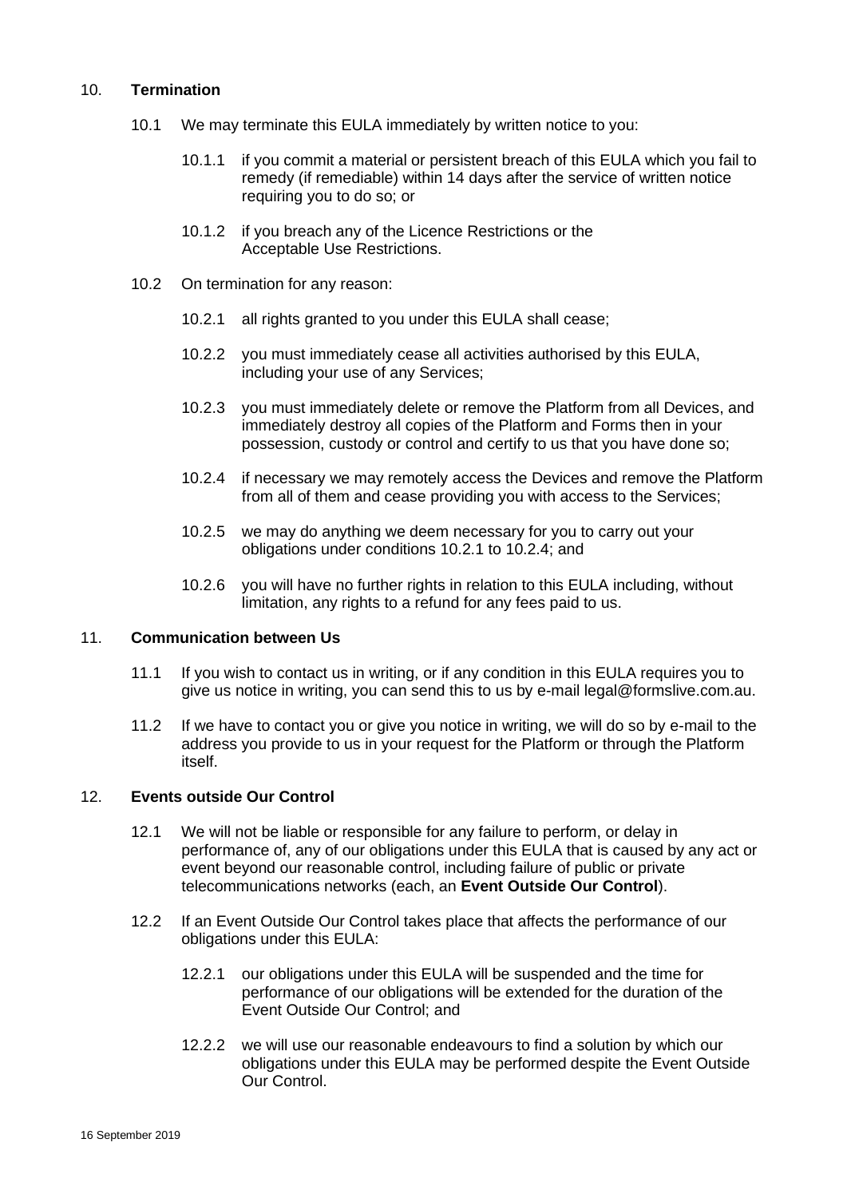## 10. **Termination**

10.1 We may terminate this EULA immediately by written notice to you:

10.1.1 if you commit a material or persistent breach of this EULA which you fail to remedy (if remediable) within 14 days after the service of written notice requiring you to do so; or

10.1.2 if you breach any of the Licence Restrictions or the Acceptable Use Restrictions.

10.2 On termination for any reason:

10.2.1 all rights granted to you under this EULA shall cease;

10.2.2 you must immediately cease all activities authorised by this EULA, including your use of any Services;

10.2.3 you must immediately delete or remove the Platform from all Devices, and immediately destroy all copies of the Platform and Forms then in your possession, custody or control and certify to us that you have done so;

10.2.4 if necessary we may remotely access the Devices and remove the Platform from all of them and cease providing you with access to the Services;

10.2.5 we may do anything we deem necessary for you to carry out your obligations under conditions 10.2.1 to 10.2.4; and

10.2.6 you will have no further rights in relation to this EULA including, without limitation, any rights to a refund for any fees paid to us.

## 11. **Communication between Us**

11.1 If you wish to contact us in writing, or if any condition in this EULA requires you to give us notice in writing, you can send this to us by e-mail legal@formslive.com.au.

11.2 If we have to contact you or give you notice in writing, we will do so by e-mail to the address you provide to us in your request for the Platform or through the Platform itself.

## 12. **Events outside Our Control**

12.1 We will not be liable or responsible for any failure to perform, or delay in performance of, any of our obligations under this EULA that is caused by any act or event beyond our reasonable control, including failure of public or private telecommunications networks (each, an **Event Outside Our Control**).

12.2 If an Event Outside Our Control takes place that affects the performance of our obligations under this EULA:

12.2.1 our obligations under this EULA will be suspended and the time for performance of our obligations will be extended for the duration of the Event Outside Our Control; and

12.2.2 we will use our reasonable endeavours to find a solution by which our obligations under this EULA may be performed despite the Event Outside Our Control.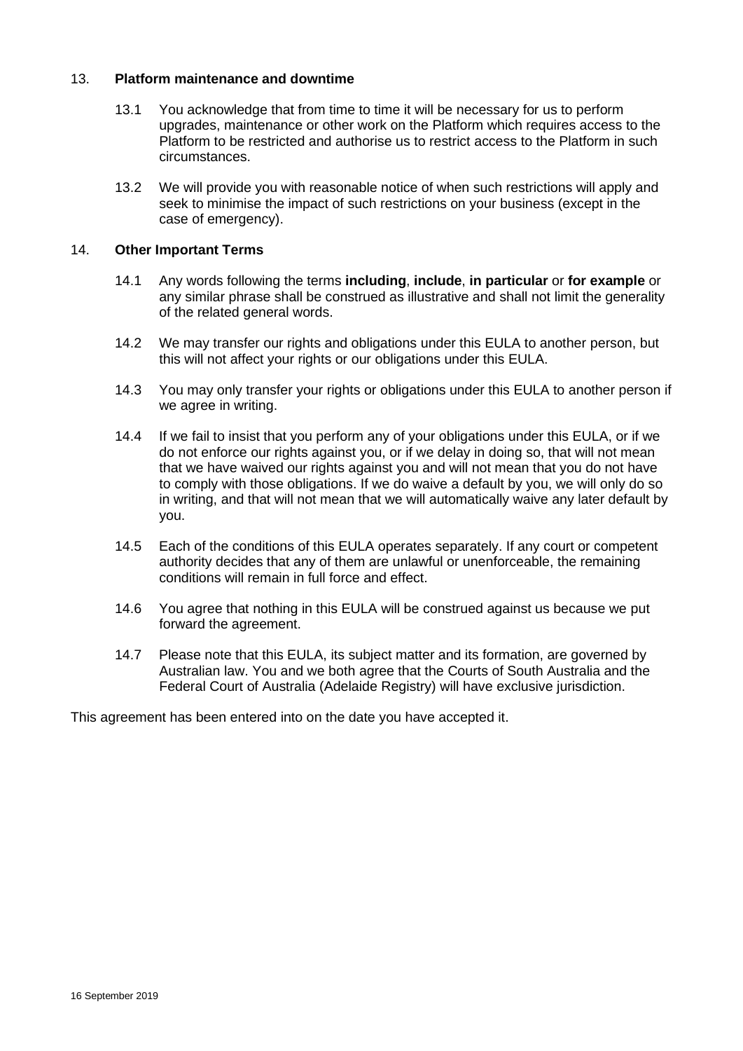## 13. Platform maintenance and downtime

13.1 You acknowledge that from time to time it will be necessary for us to perform upgrades, maintenance or other work on the Platform which requires access to the Platform to be restricted and authorise us to restrict access to the Platform in such circumstances.

13.2 We will provide you with reasonable notice of when such restrictions will apply and seek to minimise the impact of such restrictions on your business (except in the case of emergency).

## 14. Other Important Terms

14.1 Any words following the terms **including**, **include**, **in particular** or **for example** or any similar phrase shall be construed as illustrative and shall not limit the generality of the related general words.

14.2 We may transfer our rights and obligations under this EULA to another person, but this will not affect your rights or our obligations under this EULA.

14.3 You may only transfer your rights or obligations under this EULA to another person if we agree in writing.

14.4 If we fail to insist that you perform any of your obligations under this EULA, or if we do not enforce our rights against you, or if we delay in doing so, that will not mean that we have waived our rights against you and will not mean that you do not have to comply with those obligations. If we do waive a default by you, we will only do so in writing, and that will not mean that we will automatically waive any later default by you.

14.5 Each of the conditions of this EULA operates separately. If any court or competent authority decides that any of them are unlawful or unenforceable, the remaining conditions will remain in full force and effect.

14.6 You agree that nothing in this EULA will be construed against us because we put forward the agreement.

14.7 Please note that this EULA, its subject matter and its formation, are governed by Australian law. You and we both agree that the Courts of South Australia and the Federal Court of Australia (Adelaide Registry) will have exclusive jurisdiction.

This agreement has been entered into on the date you have accepted it.

16 September 2019